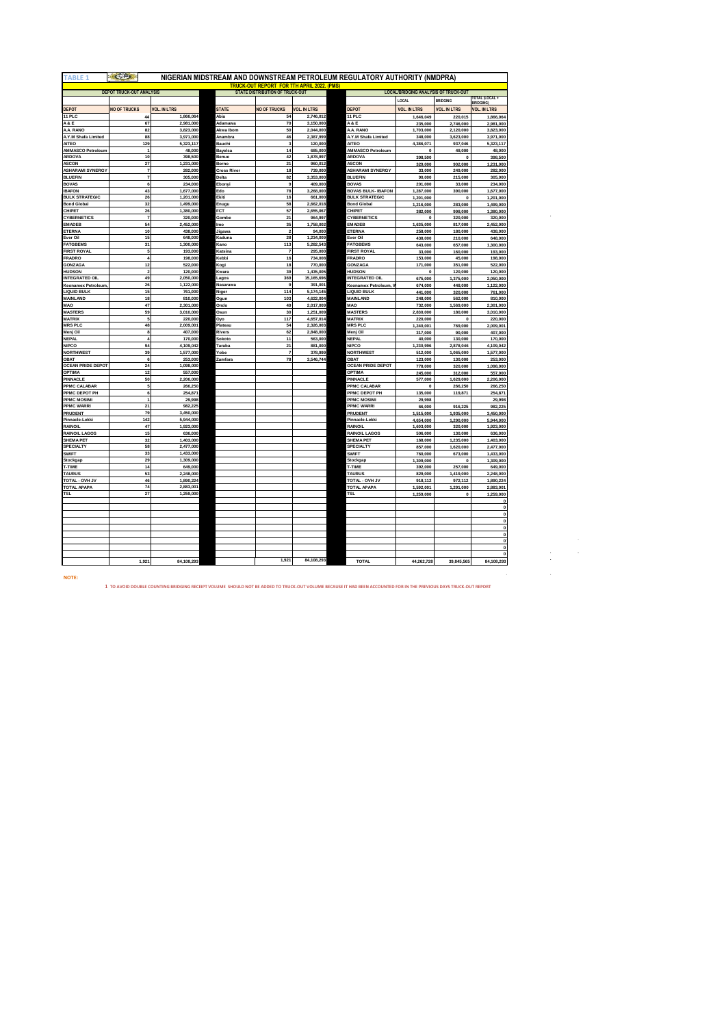# TABLE 1 — NIGERIAN MIDSTREAM AND DOWNSTREAM PETROLEUM REGULATORY AUTHORITY (NMDPRA)

## TRUCK-OUT REPORT FOR 7TH APRIL 2022. (PMS)

### DEPOT TRUCK-OUT ANALYSIS

| DEPOT | NO OF TRUCKS | VOL. IN LTRS |
|---|---|---|
| 11 PLC | 44 | 1,866,064 |
| A & E | 67 | 2,981,000 |
| A.A. RANO | 82 | 3,823,000 |
| A.Y.M Shafa Limited | 88 | 3,971,000 |
| AITEO | 129 | 5,323,117 |
| AMMASCO Petroleum | 1 | 48,000 |
| ARDOVA | 10 | 398,500 |
| ASCON | 27 | 1,231,000 |
| ASHARAMI SYNERGY | 7 | 282,000 |
| BLUEFIN | 7 | 305,000 |
| BOVAS | 6 | 234,000 |
| IBAFON | 43 | 1,677,000 |
| BULK STRATEGIC | 26 | 1,201,000 |
| Bond Global | 32 | 1,499,000 |
| CHIPET | 26 | 1,380,000 |
| CYBERNETICS | 7 | 320,000 |
| EMADEB | 54 | 2,452,000 |
| ETERNA | 10 | 438,000 |
| Ever Oil | 15 | 648,000 |
| FATGBEMS | 31 | 1,300,000 |
| FIRST ROYAL | 5 | 193,000 |
| FRADRO | 4 | 198,000 |
| GONZAGA | 12 | 522,000 |
| HUDSON | 2 | 120,000 |
| INTEGRATED OIL | 49 | 2,050,000 |
| Keonamex Petroleum, | 26 | 1,122,000 |
| LIQUID BULK | 15 | 761,000 |
| MAINLAND | 18 | 810,000 |
| MAO | 47 | 2,301,000 |
| MASTERS | 59 | 3,010,000 |
| MATRIX | 5 | 220,000 |
| MRS PLC | 48 | 2,009,001 |
| Menj Oil | 8 | 407,000 |
| NEPAL | 4 | 170,000 |
| NIPCO | 94 | 4,109,042 |
| NORTHWEST | 39 | 1,577,000 |
| OBAT | 6 | 253,000 |
| OCEAN PRIDE DEPOT | 24 | 1,098,000 |
| OPTIMA | 12 | 557,000 |
| PINNACLE | 50 | 2,206,000 |
| PPMC CALABAR | 5 | 266,250 |
| PPMC DEPOT PH | 6 | 254,871 |
| PPMC MOSIMI | 1 | 29,998 |
| PPMC WARRI | 21 | 982,225 |
| PRUDENT | 79 | 3,450,000 |
| Pinnacle-Lekki | 142 | 5,944,000 |
| RAINOIL | 47 | 1,923,000 |
| RAINOIL LAGOS | 15 | 636,000 |
| SHEMA PET | 32 | 1,403,000 |
| SPECIALTY | 58 | 2,477,000 |
| SWIFT | 33 | 1,433,000 |
| Stockgap | 29 | 1,309,000 |
| T-TIME | 14 | 649,000 |
| TAURUS | 53 | 2,248,000 |
| TOTAL - OVH JV | 46 | 1,890,224 |
| TOTAL APAPA | 74 | 2,883,001 |
| TSL | 27 | 1,259,000 |
| | 1,921 | 84,108,293 |

### STATE DISTRIBUTION OF TRUCK-OUT

| STATE | NO OF TRUCKS | VOL. IN LTRS |
|---|---|---|
| Abia | 54 | 2,746,012 |
| Adamawa | 70 | 3,150,000 |
| Akwa Ibom | 50 | 2,044,000 |
| Anambra | 46 | 2,387,999 |
| Bauchi | 3 | 120,000 |
| Bayelsa | 14 | 685,000 |
| Benue | 42 | 1,878,997 |
| Borno | 21 | 960,012 |
| Cross River | 18 | 739,000 |
| Delta | 82 | 3,353,000 |
| Ebonyi | 9 | 409,000 |
| Edo | 78 | 3,268,000 |
| Ekiti | 16 | 661,000 |
| Enugu | 58 | 2,662,018 |
| FCT | 57 | 2,655,067 |
| Gombe | 21 | 964,997 |
| Imo | 35 | 1,758,002 |
| Jigawa | 2 | 94,000 |
| Kaduna | 28 | 1,234,009 |
| Kano | 113 | 5,282,543 |
| Katsina | 7 | 295,000 |
| Kebbi | 16 | 734,008 |
| Kogi | 18 | 770,000 |
| Kwara | 39 | 1,435,005 |
| Lagos | 369 | 15,165,696 |
| Nasarawa | 9 | 391,001 |
| Niger | 114 | 5,174,145 |
| Ogun | 103 | 4,622,004 |
| Ondo | 49 | 2,017,009 |
| Osun | 30 | 1,251,009 |
| Oyo | 117 | 4,657,014 |
| Plateau | 54 | 2,326,003 |
| Rivers | 62 | 2,848,000 |
| Sokoto | 11 | 563,000 |
| Taraba | 21 | 881,000 |
| Yobe | 7 | 378,999 |
| Zamfara | 78 | 3,546,744 |
| | 1,921 | 84,108,293 |

### LOCAL/BRIDGING ANALYSIS OF TRUCK-OUT

| DEPOT | LOCAL VOL. IN LTRS | BRIDGING VOL. IN LTRS | TOTAL (LOCAL + BRIDGING) VOL. IN LTRS |
|---|---|---|---|
| 11 PLC | 1,646,049 | 220,015 | 1,866,064 |
| A & E | 235,000 | 2,746,000 | 2,981,000 |
| A.A. RANO | 1,703,000 | 2,120,000 | 3,823,000 |
| A.Y.M Shafa Limited | 348,000 | 3,623,000 | 3,971,000 |
| AITEO | 4,386,071 | 937,046 | 5,323,117 |
| AMMASCO Petroleum | 0 | 48,000 | 48,000 |
| ARDOVA | 398,500 | 0 | 398,500 |
| ASCON | 329,000 | 902,000 | 1,231,000 |
| ASHARAMI SYNERGY | 33,000 | 249,000 | 282,000 |
| BLUEFIN | 90,000 | 215,000 | 305,000 |
| BOVAS | 201,000 | 33,000 | 234,000 |
| BOVAS BULK - IBAFON | 1,287,000 | 390,000 | 1,677,000 |
| BULK STRATEGIC | 1,201,000 | 0 | 1,201,000 |
| Bond Global | 1,216,000 | 283,000 | 1,499,000 |
| CHIPET | 382,000 | 998,000 | 1,380,000 |
| CYBERNETICS | 0 | 320,000 | 320,000 |
| EMADEB | 1,635,000 | 817,000 | 2,452,000 |
| ETERNA | 258,000 | 180,000 | 438,000 |
| Ever Oil | 438,000 | 210,000 | 648,000 |
| FATGBEMS | 643,000 | 657,000 | 1,300,000 |
| FIRST ROYAL | 33,000 | 160,000 | 193,000 |
| FRADRO | 153,000 | 45,000 | 198,000 |
| GONZAGA | 171,000 | 351,000 | 522,000 |
| HUDSON | 0 | 120,000 | 120,000 |
| INTEGRATED OIL | 675,000 | 1,375,000 | 2,050,000 |
| Keonamex Petroleum, W | 674,000 | 448,000 | 1,122,000 |
| LIQUID BULK | 441,000 | 320,000 | 761,000 |
| MAINLAND | 248,000 | 562,000 | 810,000 |
| MAO | 732,000 | 1,569,000 | 2,301,000 |
| MASTERS | 2,830,000 | 180,000 | 3,010,000 |
| MATRIX | 220,000 | 0 | 220,000 |
| MRS PLC | 1,240,001 | 769,000 | 2,009,001 |
| Menj Oil | 317,000 | 90,000 | 407,000 |
| NEPAL | 40,000 | 130,000 | 170,000 |
| NIPCO | 1,230,996 | 2,878,046 | 4,109,042 |
| NORTHWEST | 512,000 | 1,065,000 | 1,577,000 |
| OBAT | 123,000 | 130,000 | 253,000 |
| OCEAN PRIDE DEPOT | 778,000 | 320,000 | 1,098,000 |
| OPTIMA | 245,000 | 312,000 | 557,000 |
| PINNACLE | 577,000 | 1,629,000 | 2,206,000 |
| PPMC CALABAR | 0 | 266,250 | 266,250 |
| PPMC DEPOT PH | 135,000 | 119,871 | 254,871 |
| PPMC MOSIMI | 29,998 | | 29,998 |
| PPMC WARRI | 66,000 | 916,225 | 982,225 |
| PRUDENT | 1,515,000 | 1,935,000 | 3,450,000 |
| Pinnacle-Lekki | 4,654,000 | 1,290,000 | 5,944,000 |
| RAINOIL | 1,603,000 | 320,000 | 1,923,000 |
| RAINOIL LAGOS | 506,000 | 130,000 | 636,000 |
| SHEMA PET | 168,000 | 1,235,000 | 1,403,000 |
| SPECIALTY | 857,000 | 1,620,000 | 2,477,000 |
| SWIFT | 760,000 | 673,000 | 1,433,000 |
| Stockgap | 1,309,000 | 0 | 1,309,000 |
| T-TIME | 392,000 | 257,000 | 649,000 |
| TAURUS | 829,000 | 1,419,000 | 2,248,000 |
| TOTAL - OVH JV | 918,112 | 972,112 | 1,890,224 |
| TOTAL APAPA | 1,592,001 | 1,291,000 | 2,883,001 |
| TSL | 1,259,000 | 0 | 1,259,000 |
| | | | 0 |
| | | | 0 |
| | | | 0 |
| | | | 0 |
| | | | 0 |
| | | | 0 |
| | | | 0 |
| | | | 0 |
| | | | 0 |
| TOTAL | 44,262,728 | 39,845,565 | 84,108,293 |

**NOTE:**

1 TO AVOID DOUBLE COUNTING BRIDGING RECEIPT VOLUME SHOULD NOT BE ADDED TO TRUCK-OUT VOLUME BECAUSE IT HAD BEEN ACCOUNTED FOR IN THE PREVIOUS DAYS TRUCK-OUT REPORT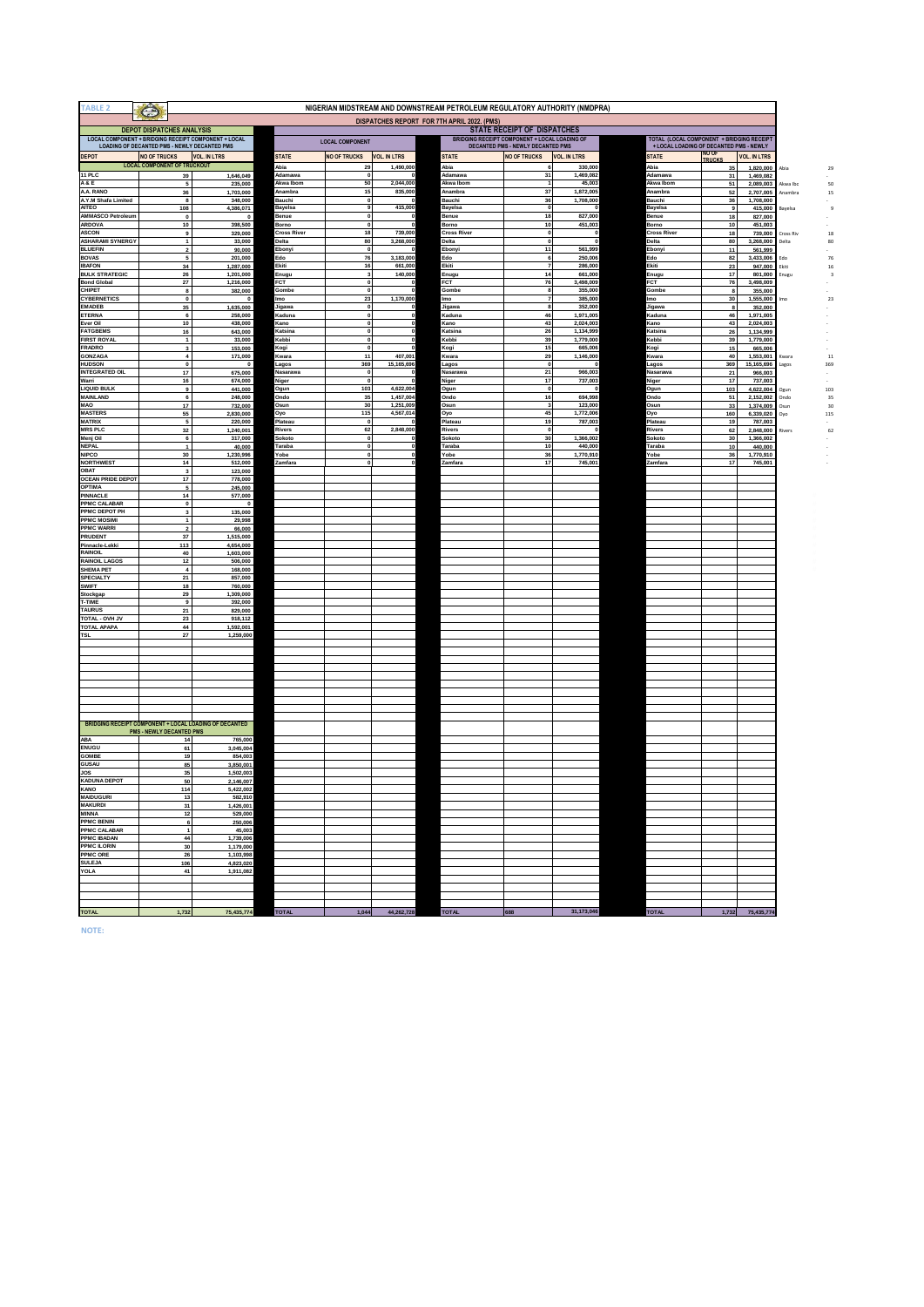TABLE 2

# NIGERIAN MIDSTREAM AND DOWNSTREAM PETROLEUM REGULATORY AUTHORITY (NMDPRA)

## DISPATCHES REPORT FOR 7TH APRIL 2022. (PMS)

### DEPOT DISPATCHES ANALYSIS

LOCAL COMPONENT + BRIDGING RECEIPT COMPONENT + LOCAL LOADING OF DECANTED PMS - NEWLY DECANTED PMS

| DEPOT | NO OF TRUCKS | VOL. IN LTRS |
|---|---|---|
| **LOCAL COMPONENT OF TRUCKOUT** | | |
| 11 PLC | 39 | 1,646,040 |
| A & E | 5 | 235,000 |
| A.A. RANO | 36 | 1,703,000 |
| A.Y.M Shafa Limited | 8 | 348,000 |
| AITEO | 108 | 4,386,071 |
| AMMASCO Petroleum | 0 | 0 |
| ARDOVA | 10 | 398,500 |
| ASCON | 9 | 329,000 |
| ASHARAMI SYNERGY | 1 | 33,000 |
| BLUEFIN | 2 | 90,000 |
| BOVAS | 5 | 201,000 |
| IBAFON | 34 | 1,287,000 |
| BULK STRATEGIC | 26 | 1,201,000 |
| Bond Global | 27 | 1,216,000 |
| CHIPET | 8 | 382,000 |
| CYBERNETICS | 0 | 0 |
| EMADEB | 35 | 1,635,000 |
| ETERNA | 6 | 258,000 |
| Ever Oil | 10 | 438,000 |
| FATGBEMS | 16 | 643,000 |
| FIRST ROYAL | 1 | 33,000 |
| FRADRO | 3 | 153,000 |
| GONZAGA | 4 | 171,000 |
| HUDSON | 0 | 0 |
| INTEGRATED OIL | 17 | 675,000 |
| Warri | 16 | 674,000 |
| LIQUID BULK | 9 | 441,000 |
| MAINLAND | 6 | 248,000 |
| MAO | 17 | 732,000 |
| MASTERS | 55 | 2,830,000 |
| MATRIX | 5 | 220,000 |
| MRS PLC | 32 | 1,240,001 |
| Menj Oil | 6 | 317,000 |
| NEPAL | 1 | 40,000 |
| NIPCO | 30 | 1,230,996 |
| NORTHWEST | 14 | 512,000 |
| OBAT | 3 | 123,000 |
| OCEAN PRIDE DEPOT | 17 | 778,000 |
| OPTIMA | 5 | 245,000 |
| PINNACLE | 14 | 577,000 |
| PPMC CALABAR | 0 | 0 |
| PPMC DEPOT PH | 3 | 135,000 |
| PPMC MOSIMI | 1 | 29,998 |
| PPMC WARRI | 2 | 66,000 |
| PRUDENT | 37 | 1,515,000 |
| Pinnacle-Lekki | 113 | 4,654,000 |
| RAINOIL | 40 | 1,603,000 |
| RAINOIL LAGOS | 12 | 506,000 |
| SHEMA PET | 4 | 168,000 |
| SPECIALTY | 21 | 857,000 |
| SWIFT | 18 | 760,000 |
| Stockgap | 29 | 1,309,000 |
| T-TIME | 9 | 392,000 |
| TAURUS | 21 | 829,000 |
| TOTAL - OVH JV | 23 | 918,112 |
| TOTAL APAPA | 44 | 1,592,001 |
| TSL | 27 | 1,259,000 |
| **BRIDGING RECEIPT COMPONENT + LOCAL LOADING OF DECANTED PMS - NEWLY DECANTED PMS** | | |
| ABA | 14 | 765,000 |
| ENUGU | 61 | 3,045,004 |
| GOMBE | 19 | 854,003 |
| GUSAU | 85 | 3,850,001 |
| JOS | 35 | 1,502,003 |
| KADUNA DEPOT | 50 | 2,146,007 |
| KANO | 114 | 5,422,002 |
| MAIDUGURI | 13 | 582,910 |
| MAKURDI | 31 | 1,426,001 |
| MINNA | 12 | 529,000 |
| PPMC BENIN | 6 | 250,006 |
| PPMC CALABAR | 1 | 45,003 |
| PPMC IBADAN | 44 | 1,739,006 |
| PPMC ILORIN | 30 | 1,179,000 |
| PPMC ORE | 26 | 1,103,998 |
| SULEJA | 106 | 4,823,020 |
| YOLA | 41 | 1,911,082 |
| **TOTAL** | **1,732** | **75,435,774** |

### STATE RECEIPT OF DISPATCHES

| STATE | LOCAL COMPONENT: NO OF TRUCKS | LOCAL COMPONENT: VOL. IN LTRS | BRIDGING RECEIPT COMPONENT + LOCAL LOADING OF DECANTED PMS - NEWLY DECANTED PMS: NO OF TRUCKS | BRIDGING RECEIPT COMPONENT + LOCAL LOADING OF DECANTED PMS - NEWLY DECANTED PMS: VOL. IN LTRS | TOTAL (LOCAL COMPONENT + BRIDGING RECEIPT + LOCAL LOADING OF DECANTED PMS - NEWLY): NO OF TRUCKS | TOTAL: VOL. IN LTRS | | |
|---|---|---|---|---|---|---|---|---|
| Abia | 29 | 1,490,000 | 6 | 330,000 | 35 | 1,820,000 | Abia | 29 |
| Adamawa | 0 | 0 | 31 | 1,469,082 | 31 | 1,469,082 | | - |
| Akwa Ibom | 50 | 2,044,000 | 1 | 45,003 | 51 | 2,089,003 | Akwa Ibo | 50 |
| Anambra | 15 | 835,000 | 37 | 1,872,005 | 52 | 2,707,005 | Anambra | 15 |
| Bauchi | 0 | 0 | 36 | 1,708,000 | 36 | 1,708,000 | | - |
| Bayelsa | 9 | 415,000 | 0 | 0 | 9 | 415,000 | Bayelsa | 9 |
| Benue | 0 | 0 | 18 | 827,000 | 18 | 827,000 | | - |
| Borno | 0 | 0 | 10 | 451,003 | 10 | 451,003 | | - |
| Cross River | 18 | 739,000 | 0 | 0 | 18 | 739,000 | Cross Riv | 18 |
| Delta | 80 | 3,268,000 | 0 | 0 | 80 | 3,268,000 | Delta | 80 |
| Ebonyi | 0 | 0 | 11 | 561,999 | 11 | 561,999 | | - |
| Edo | 76 | 3,183,000 | 6 | 250,006 | 82 | 3,433,006 | Edo | 76 |
| Ekiti | 16 | 661,000 | 7 | 286,000 | 23 | 947,000 | Ekiti | 16 |
| Enugu | 3 | 140,000 | 14 | 661,000 | 17 | 801,000 | Enugu | 3 |
| FCT | 0 | 0 | 76 | 3,498,009 | 76 | 3,498,009 | | - |
| Gombe | 0 | 0 | 8 | 355,000 | 8 | 355,000 | | - |
| Imo | 23 | 1,170,000 | 7 | 385,000 | 30 | 1,555,000 | Imo | 23 |
| Jigawa | 0 | 0 | 8 | 352,000 | 8 | 352,000 | | - |
| Kaduna | 0 | 0 | 46 | 1,971,005 | 46 | 1,971,005 | | - |
| Kano | 0 | 0 | 43 | 2,024,003 | 43 | 2,024,003 | | - |
| Katsina | 0 | 0 | 26 | 1,134,999 | 26 | 1,134,999 | | - |
| Kebbi | 0 | 0 | 39 | 1,779,000 | 39 | 1,779,000 | | - |
| Kogi | 0 | 0 | 15 | 665,006 | 15 | 665,006 | | - |
| Kwara | 11 | 407,001 | 29 | 1,146,000 | 40 | 1,553,001 | Kwara | 11 |
| Lagos | 369 | 15,165,696 | 0 | 0 | 369 | 15,165,696 | Lagos | 369 |
| Nasarawa | 0 | 0 | 21 | 966,003 | 21 | 966,003 | | - |
| Niger | 0 | 0 | 17 | 737,003 | 17 | 737,003 | | - |
| Ogun | 103 | 4,622,004 | 0 | 0 | 103 | 4,622,004 | Ogun | 103 |
| Ondo | 35 | 1,457,004 | 16 | 694,998 | 51 | 2,152,002 | Ondo | 35 |
| Osun | 30 | 1,251,009 | 3 | 123,000 | 33 | 1,374,009 | Osun | 30 |
| Oyo | 115 | 4,567,014 | 45 | 1,772,006 | 160 | 6,339,020 | Oyo | 115 |
| Plateau | 0 | 0 | 19 | 787,003 | 19 | 787,003 | | - |
| Rivers | 62 | 2,848,000 | 0 | 0 | 62 | 2,848,000 | Rivers | 62 |
| Sokoto | 0 | 0 | 30 | 1,366,002 | 30 | 1,366,002 | | - |
| Taraba | 0 | 0 | 10 | 440,000 | 10 | 440,000 | | - |
| Yobe | 0 | 0 | 36 | 1,770,910 | 36 | 1,770,910 | | - |
| Zamfara | 0 | 0 | 17 | 745,001 | 17 | 745,001 | | - |
| **TOTAL** | **1,044** | **44,262,728** | **688** | **31,173,046** | **1,732** | **75,435,774** | | |

NOTE: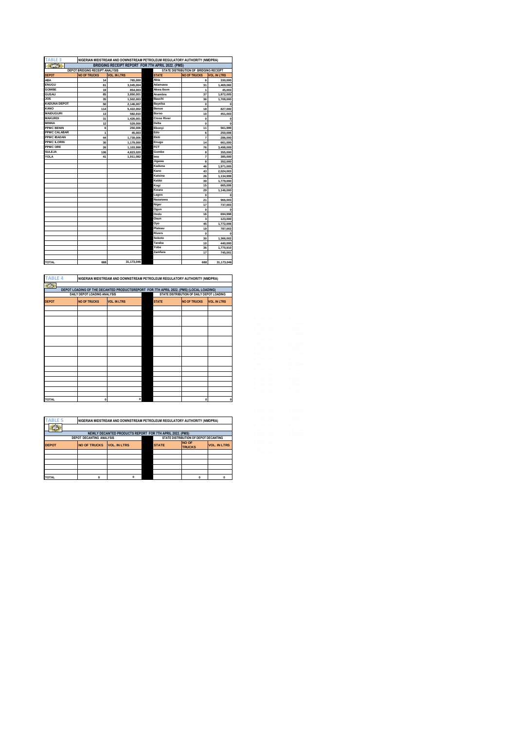## TABLE 3

NIGERIAN MIDSTREAM AND DOWNSTREAM PETROLEUM REGULATORY AUTHORITY (NMDPRA)

BRIDGING RECEIPT REPORT FOR 7TH APRIL 2022. (PMS)

| DEPOT BRIDGING RECEIPT ANALYSIS | | | STATE DISTRIBUTION OF BRIDGING RECEIPT | | |
|---|---|---|---|---|---|
| DEPOT | NO OF TRUCKS | VOL. IN LTRS | STATE | NO OF TRUCKS | VOL. IN LTRS |
| ABA | 14 | 765,000 | Abia | 6 | 330,000 |
| ENUGU | 61 | 3,045,004 | Adamawa | 31 | 1,469,082 |
| GOMBE | 19 | 854,003 | Akwa Ibom | 1 | 45,003 |
| GUSAU | 85 | 3,850,001 | Anambra | 37 | 1,872,005 |
| JOS | 35 | 1,502,003 | Bauchi | 36 | 1,708,000 |
| KADUNA DEPOT | 50 | 2,146,007 | Bayelsa | 0 | 0 |
| KANO | 114 | 5,422,002 | Benue | 18 | 827,000 |
| MAIDUGURI | 13 | 582,010 | Borno | 10 | 451,003 |
| MAKURDI | 31 | 1,426,001 | Cross River | 0 | 0 |
| MINNA | 12 | 529,000 | Delta | 0 | 0 |
| PPMC BENIN | 6 | 250,006 | Ebonyi | 11 | 561,999 |
| PPMC CALABAR | 1 | 45,003 | Edo | 6 | 250,006 |
| PPMC IBADAN | 44 | 1,739,006 | Ekiti | 7 | 286,000 |
| PPMC ILORIN | 30 | 1,179,000 | Enugu | 14 | 661,000 |
| PPMC ORE | 26 | 1,103,998 | FCT | 76 | 3,498,009 |
| SULEJA | 106 | 4,823,020 | Gombe | 8 | 355,000 |
| YOLA | 41 | 1,911,082 | Imo | 7 | 385,000 |
| | | | Jigawa | 8 | 352,000 |
| | | | Kaduna | 46 | 1,971,005 |
| | | | Kano | 43 | 2,024,003 |
| | | | Katsina | 26 | 1,134,999 |
| | | | Kebbi | 39 | 1,779,000 |
| | | | Kogi | 15 | 665,006 |
| | | | Kwara | 29 | 1,146,000 |
| | | | Lagos | 0 | 0 |
| | | | Nasarawa | 21 | 966,003 |
| | | | Niger | 17 | 737,003 |
| | | | Ogun | 0 | 0 |
| | | | Ondo | 16 | 694,998 |
| | | | Osun | 3 | 123,000 |
| | | | Oyo | 45 | 1,772,006 |
| | | | Plateau | 19 | 787,003 |
| | | | Rivers | 0 | 0 |
| | | | Sokoto | 30 | 1,366,002 |
| | | | Taraba | 10 | 440,000 |
| | | | Yobe | 36 | 1,770,910 |
| | | | Zamfara | 17 | 745,001 |
| TOTAL | 688 | 31,173,046 | | 688 | 31,173,046 |

## TABLE 4

NIGERIAN MIDSTREAM AND DOWNSTREAM PETROLEUM REGULATORY AUTHORITY (NMDPRA)

DEPOT LOADING OF THE DECANTED PRODUCTSREPORT FOR 7TH APRIL 2022. (PMS) (LOCAL LOADING)

| DAILY DEPOT LOADING ANALYSIS | | | STATE DISTRIBUTION OF DAILY DEPOT LOADING | | |
|---|---|---|---|---|---|
| DEPOT | NO OF TRUCKS | VOL. IN LTRS | STATE | NO OF TRUCKS | VOL. IN LTRS |
| TOTAL | 0 | 0 | | 0 | 0 |

## TABLE 5

NIGERIAN MIDSTREAM AND DOWNSTREAM PETROLEUM REGULATORY AUTHORITY (NMDPRA)

NEWLY DECANTED PRODUCTS REPORT FOR 7TH APRIL 2022. (PMS)

| DEPOT DECANTING ANALYSIS | | | STATE DISTRIBUTION OF DEPOT DECANTING | | |
|---|---|---|---|---|---|
| DEPOT | NO OF TRUCKS | VOL. IN LTRS | STATE | NO OF TRUCKS | VOL. IN LTRS |
| TOTAL | 0 | 0 | | 0 | 0 |